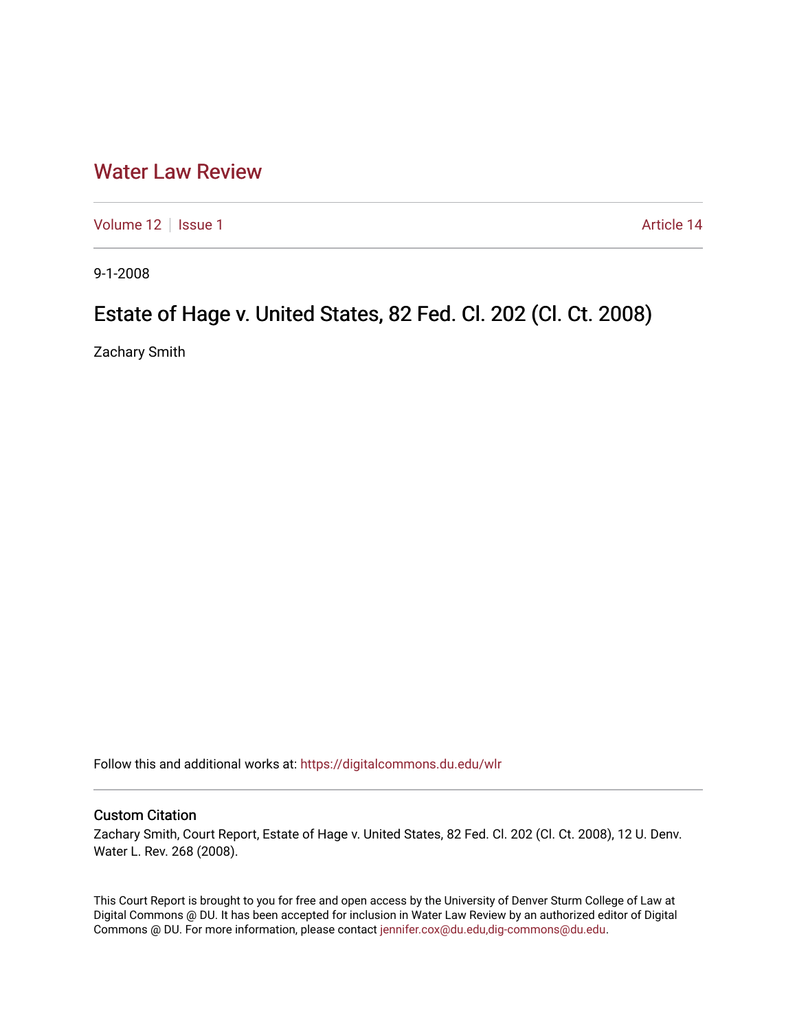# Water Law Review

Volume 12 | Issue 1 | Article 14

9-1-2008

## Estate of Hage v. United States, 82 Fed. Cl. 202 (Cl. Ct. 2008)

Zachary Smith

Follow this and additional works at: https://digitalcommons.du.edu/wlr

### Custom Citation

Zachary Smith, Court Report, Estate of Hage v. United States, 82 Fed. Cl. 202 (Cl. Ct. 2008), 12 U. Denv. Water L. Rev. 268 (2008).

This Court Report is brought to you for free and open access by the University of Denver Sturm College of Law at Digital Commons @ DU. It has been accepted for inclusion in Water Law Review by an authorized editor of Digital Commons @ DU. For more information, please contact jennifer.cox@du.edu,dig-commons@du.edu.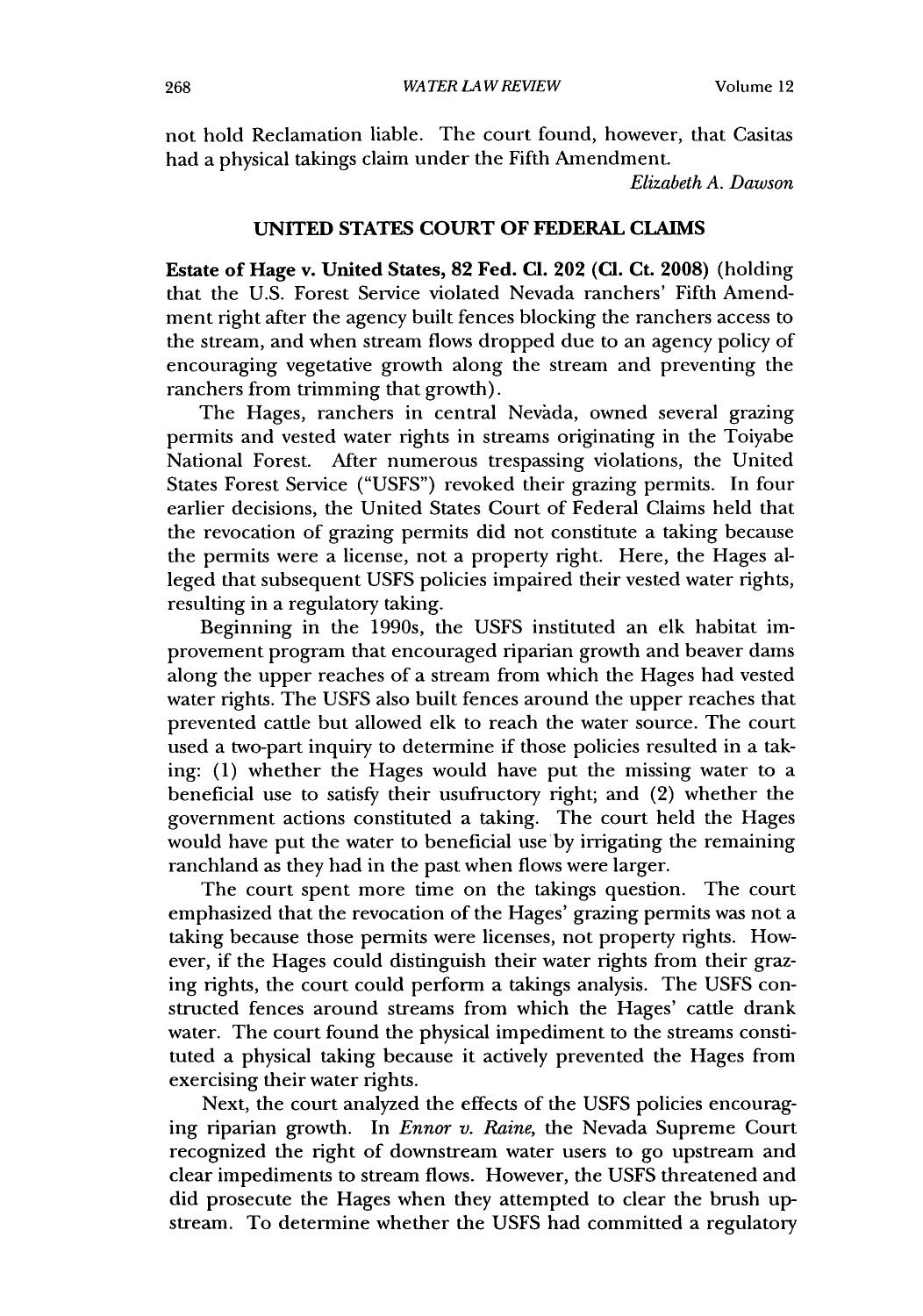not hold Reclamation liable. The court found, however, that Casitas had a physical takings claim under the Fifth Amendment.

*Elizabeth A. Dawson*

## UNITED STATES COURT OF FEDERAL CLAIMS

**Estate of Hage v. United States, 82 Fed. Cl. 202 (Cl. Ct. 2008)** (holding that the U.S. Forest Service violated Nevada ranchers' Fifth Amendment right after the agency built fences blocking the ranchers access to the stream, and when stream flows dropped due to an agency policy of encouraging vegetative growth along the stream and preventing the ranchers from trimming that growth).

The Hages, ranchers in central Nevàda, owned several grazing permits and vested water rights in streams originating in the Toiyabe National Forest. After numerous trespassing violations, the United States Forest Service ("USFS") revoked their grazing permits. In four earlier decisions, the United States Court of Federal Claims held that the revocation of grazing permits did not constitute a taking because the permits were a license, not a property right. Here, the Hages alleged that subsequent USFS policies impaired their vested water rights, resulting in a regulatory taking.

Beginning in the 1990s, the USFS instituted an elk habitat improvement program that encouraged riparian growth and beaver dams along the upper reaches of a stream from which the Hages had vested water rights. The USFS also built fences around the upper reaches that prevented cattle but allowed elk to reach the water source. The court used a two-part inquiry to determine if those policies resulted in a taking: (1) whether the Hages would have put the missing water to a beneficial use to satisfy their usufructory right; and (2) whether the government actions constituted a taking. The court held the Hages would have put the water to beneficial use by irrigating the remaining ranchland as they had in the past when flows were larger.

The court spent more time on the takings question. The court emphasized that the revocation of the Hages' grazing permits was not a taking because those permits were licenses, not property rights. However, if the Hages could distinguish their water rights from their grazing rights, the court could perform a takings analysis. The USFS constructed fences around streams from which the Hages' cattle drank water. The court found the physical impediment to the streams constituted a physical taking because it actively prevented the Hages from exercising their water rights.

Next, the court analyzed the effects of the USFS policies encouraging riparian growth. In *Ennor v. Raine*, the Nevada Supreme Court recognized the right of downstream water users to go upstream and clear impediments to stream flows. However, the USFS threatened and did prosecute the Hages when they attempted to clear the brush upstream. To determine whether the USFS had committed a regulatory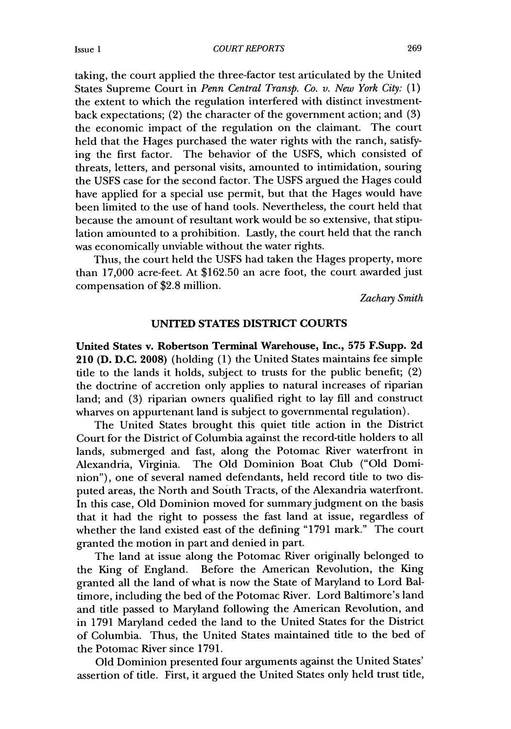taking, the court applied the three-factor test articulated by the United States Supreme Court in *Penn Central Transp. Co. v. New York City:* (1) the extent to which the regulation interfered with distinct investment-back expectations; (2) the character of the government action; and (3) the economic impact of the regulation on the claimant. The court held that the Hages purchased the water rights with the ranch, satisfying the first factor. The behavior of the USFS, which consisted of threats, letters, and personal visits, amounted to intimidation, souring the USFS case for the second factor. The USFS argued the Hages could have applied for a special use permit, but that the Hages would have been limited to the use of hand tools. Nevertheless, the court held that because the amount of resultant work would be so extensive, that stipulation amounted to a prohibition. Lastly, the court held that the ranch was economically unviable without the water rights.

Thus, the court held the USFS had taken the Hages property, more than 17,000 acre-feet. At $162.50 an acre foot, the court awarded just compensation of $2.8 million.

*Zachary Smith*

## UNITED STATES DISTRICT COURTS

**United States v. Robertson Terminal Warehouse, Inc., 575 F.Supp. 2d 210 (D. D.C. 2008)** (holding (1) the United States maintains fee simple title to the lands it holds, subject to trusts for the public benefit; (2) the doctrine of accretion only applies to natural increases of riparian land; and (3) riparian owners qualified right to lay fill and construct wharves on appurtenant land is subject to governmental regulation).

The United States brought this quiet title action in the District Court for the District of Columbia against the record-title holders to all lands, submerged and fast, along the Potomac River waterfront in Alexandria, Virginia. The Old Dominion Boat Club ("Old Dominion"), one of several named defendants, held record title to two disputed areas, the North and South Tracts, of the Alexandria waterfront. In this case, Old Dominion moved for summary judgment on the basis that it had the right to possess the fast land at issue, regardless of whether the land existed east of the defining "1791 mark." The court granted the motion in part and denied in part.

The land at issue along the Potomac River originally belonged to the King of England. Before the American Revolution, the King granted all the land of what is now the State of Maryland to Lord Baltimore, including the bed of the Potomac River. Lord Baltimore's land and title passed to Maryland following the American Revolution, and in 1791 Maryland ceded the land to the United States for the District of Columbia. Thus, the United States maintained title to the bed of the Potomac River since 1791.

Old Dominion presented four arguments against the United States' assertion of title. First, it argued the United States only held trust title,